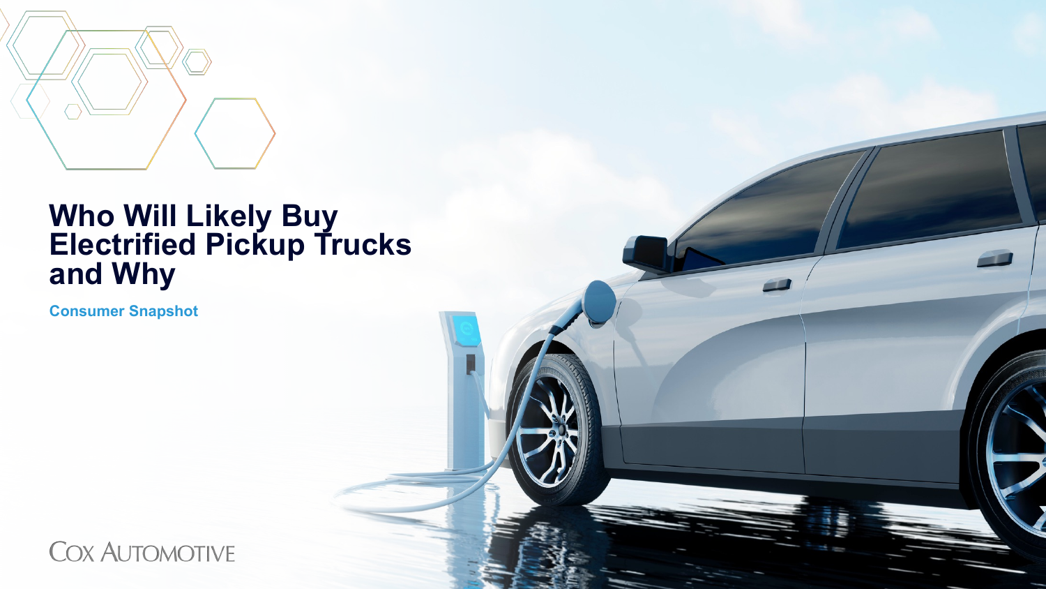# Who Will Likely Buy Electrified Pickup Trucks and Why

**Consumer Snapshot**

Cox Automotive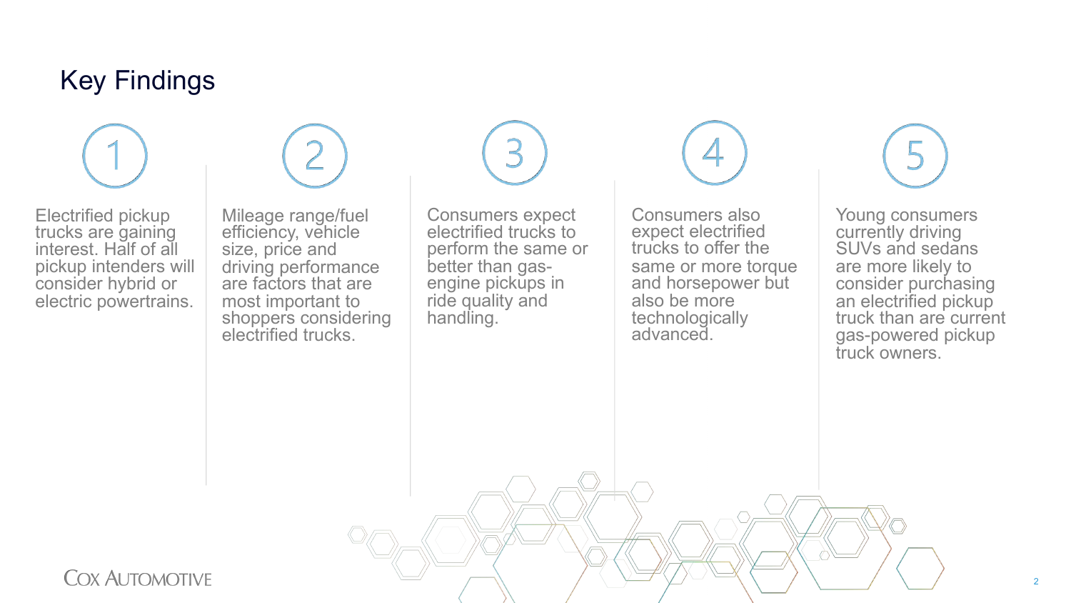# Key Findings

1. Electrified pickup trucks are gaining interest. Half of all pickup intenders will consider hybrid or electric powertrains.

2. Mileage range/fuel efficiency, vehicle size, price and driving performance are factors that are most important to shoppers considering electrified trucks.

3. Consumers expect electrified trucks to perform the same or better than gas-engine pickups in ride quality and handling.

4. Consumers also expect electrified trucks to offer the same or more torque and horsepower but also be more technologically advanced.

5. Young consumers currently driving SUVs and sedans are more likely to consider purchasing an electrified pickup truck than are current gas-powered pickup truck owners.

COX AUTOMOTIVE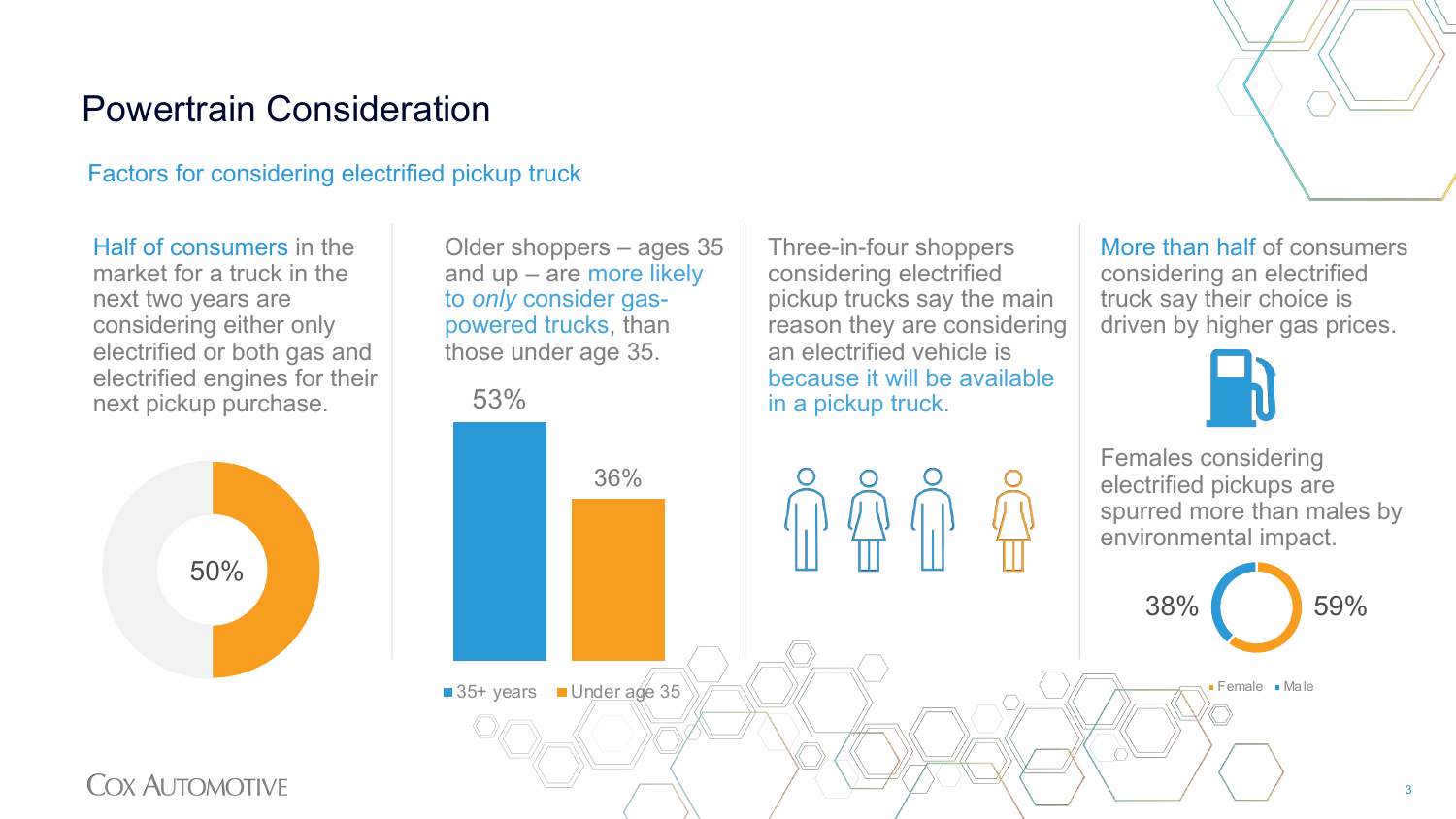# Powertrain Consideration

## Factors for considering electrified pickup truck

Half of consumers in the market for a truck in the next two years are considering either only electrified or both gas and electrified engines for their next pickup purchase.

50%

Older shoppers – ages 35 and up – are more likely to *only* consider gas-powered trucks, than those under age 35.

| | % |
|---|---|
| 35+ years | 53% |
| Under age 35 | 36% |

Three-in-four shoppers considering electrified pickup trucks say the main reason they are considering an electrified vehicle is because it will be available in a pickup truck.

More than half of consumers considering an electrified truck say their choice is driven by higher gas prices.

Females considering electrified pickups are spurred more than males by environmental impact.

| | % |
|---|---|
| Female | 59% |
| Male | 38% |

COX AUTOMOTIVE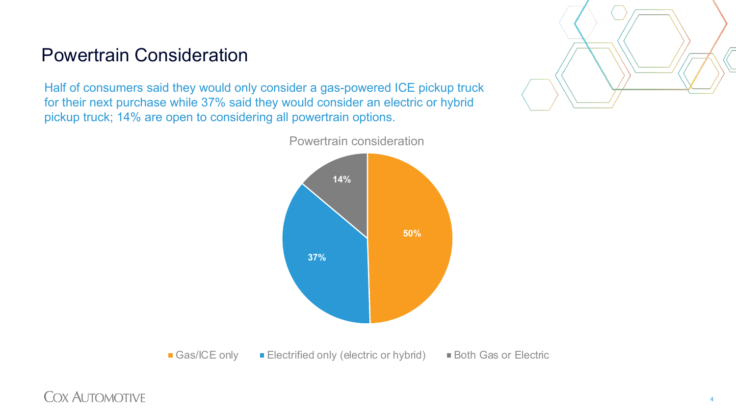# Powertrain Consideration

Half of consumers said they would only consider a gas-powered ICE pickup truck for their next purchase while 37% said they would consider an electric or hybrid pickup truck; 14% are open to considering all powertrain options.

**Powertrain consideration**

| Powertrain | Share |
| --- | --- |
| Gas/ICE only | 50% |
| Electrified only (electric or hybrid) | 37% |
| Both Gas or Electric | 14% |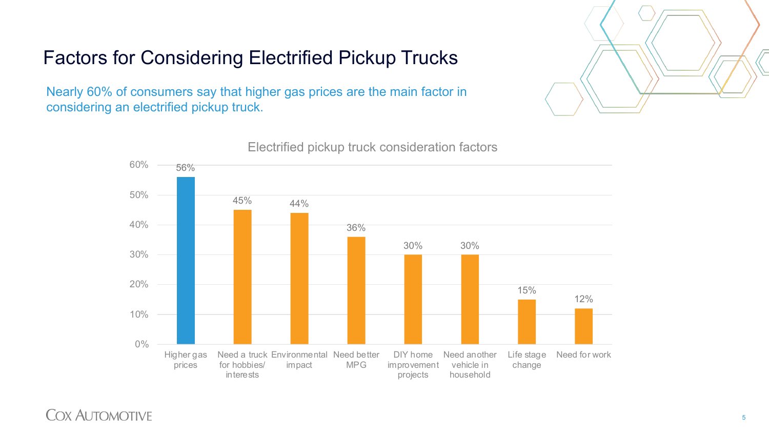# Factors for Considering Electrified Pickup Trucks

Nearly 60% of consumers say that higher gas prices are the main factor in considering an electrified pickup truck.

**Electrified pickup truck consideration factors**

| Factor | Percentage |
|---|---|
| Higher gas prices | 56% |
| Need a truck for hobbies/ interests | 45% |
| Environmental impact | 44% |
| Need better MPG | 36% |
| DIY home improvement projects | 30% |
| Need another vehicle in household | 30% |
| Life stage change | 15% |
| Need for work | 12% |

Cox Automotive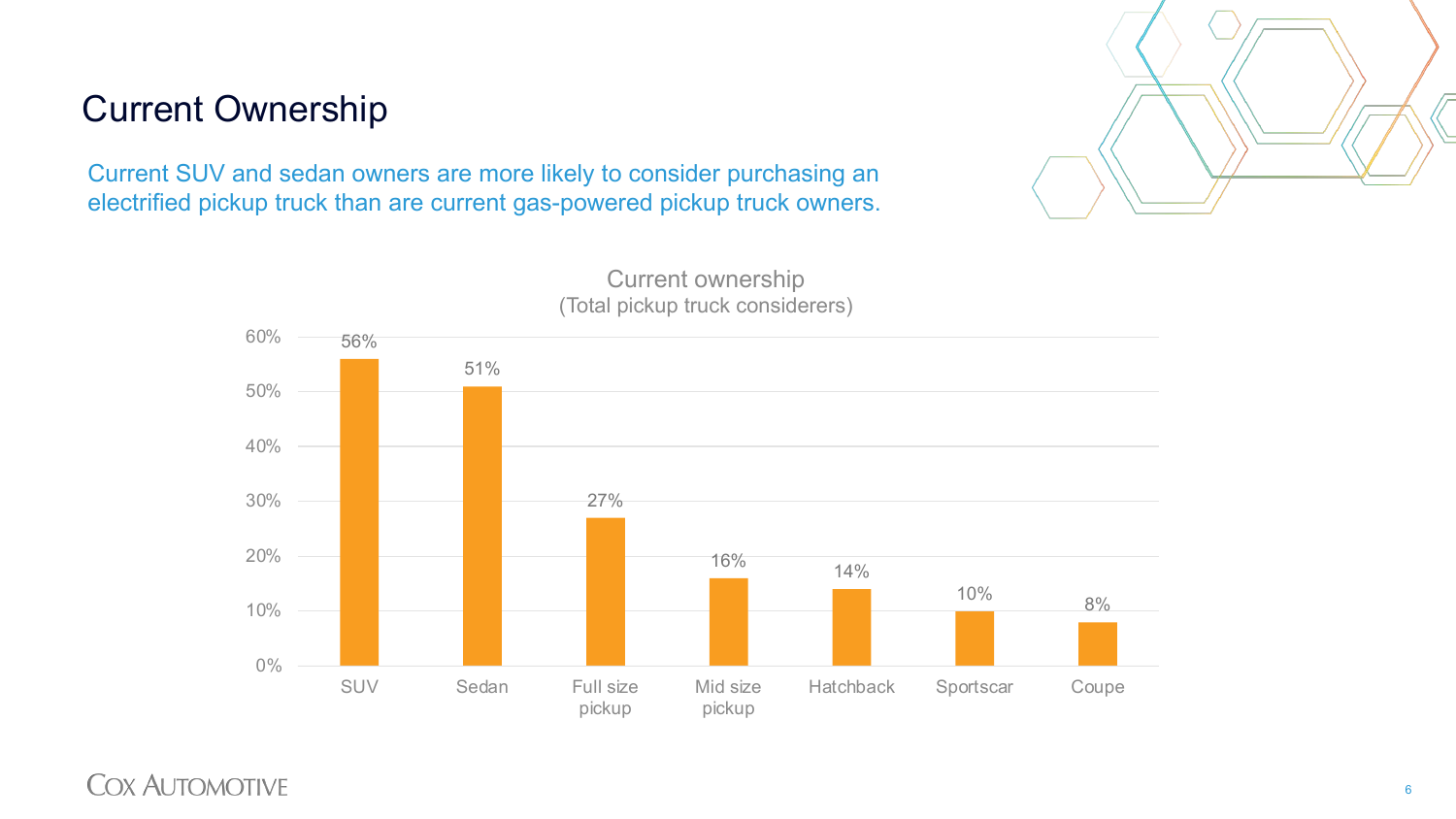# Current Ownership

Current SUV and sedan owners are more likely to consider purchasing an electrified pickup truck than are current gas-powered pickup truck owners.

**Current ownership**
(Total pickup truck considerers)

| Vehicle type | Percentage |
|---|---|
| SUV | 56% |
| Sedan | 51% |
| Full size pickup | 27% |
| Mid size pickup | 16% |
| Hatchback | 14% |
| Sportscar | 10% |
| Coupe | 8% |

COX AUTOMOTIVE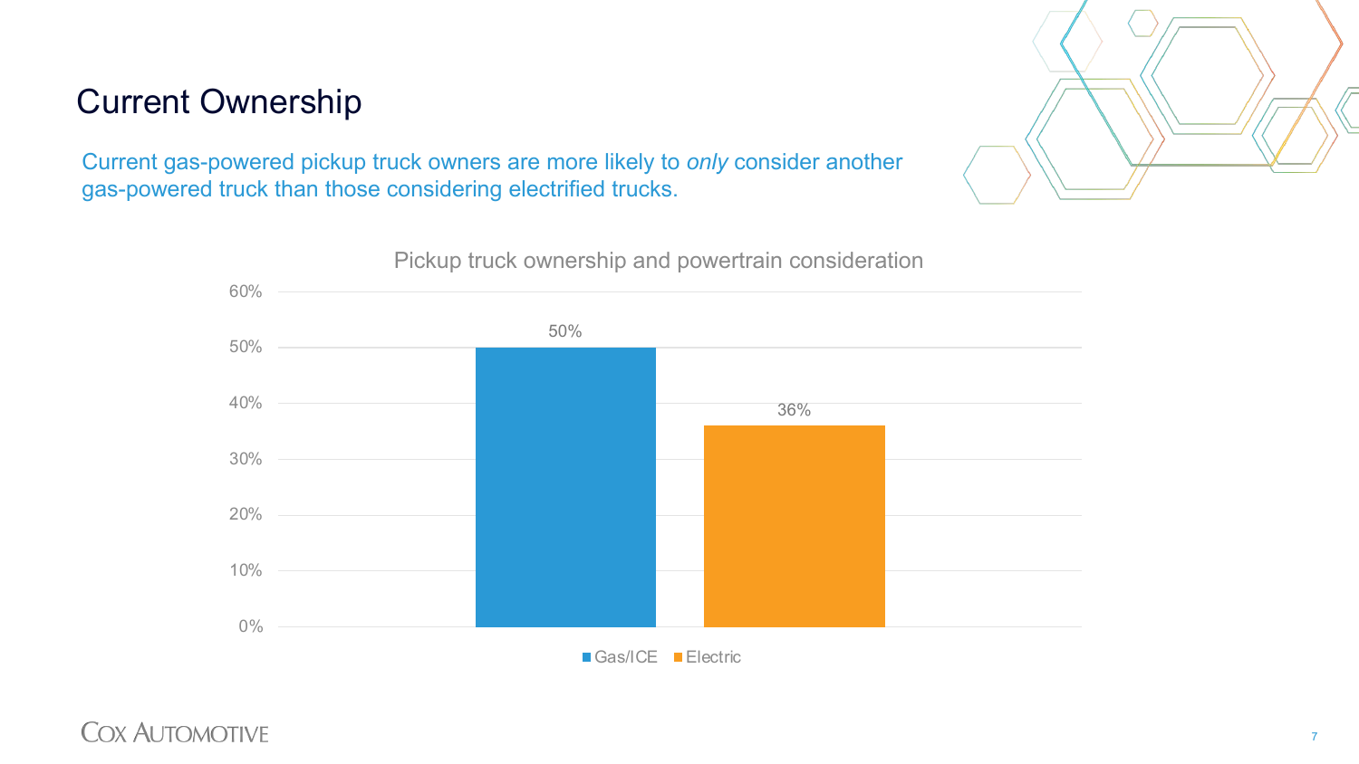# Current Ownership

Current gas-powered pickup truck owners are more likely to *only* consider another gas-powered truck than those considering electrified trucks.

Pickup truck ownership and powertrain consideration

| Powertrain | Percentage |
| --- | --- |
| Gas/ICE | 50% |
| Electric | 36% |

COX AUTOMOTIVE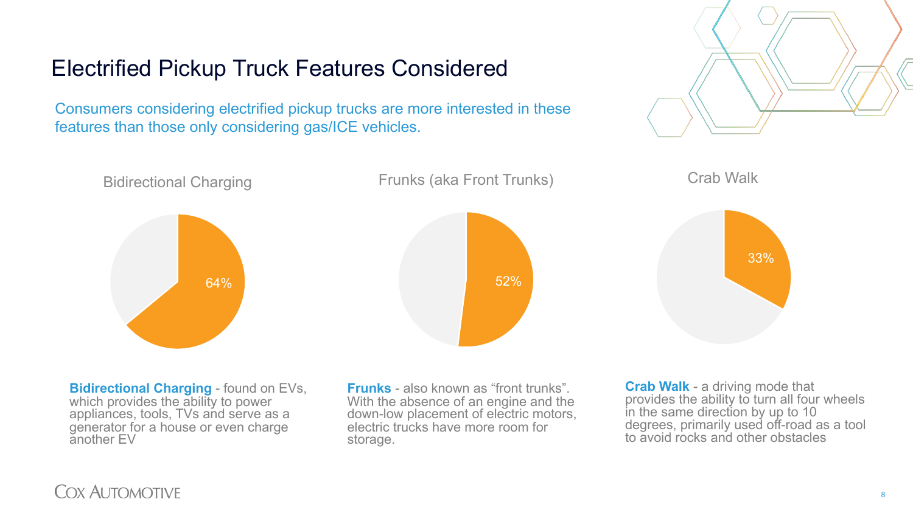# Electrified Pickup Truck Features Considered

Consumers considering electrified pickup trucks are more interested in these features than those only considering gas/ICE vehicles.

### Bidirectional Charging

64%

### Frunks (aka Front Trunks)

52%

### Crab Walk

33%

**Bidirectional Charging** - found on EVs, which provides the ability to power appliances, tools, TVs and serve as a generator for a house or even charge another EV

**Frunks** - also known as "front trunks". With the absence of an engine and the down-low placement of electric motors, electric trucks have more room for storage.

**Crab Walk** - a driving mode that provides the ability to turn all four wheels in the same direction by up to 10 degrees, primarily used off-road as a tool to avoid rocks and other obstacles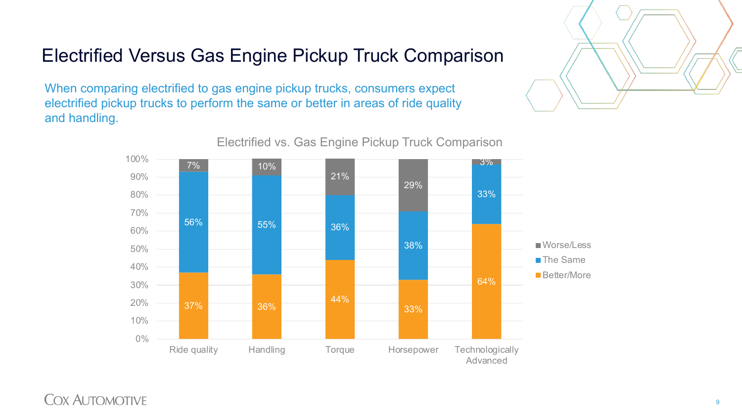# Electrified Versus Gas Engine Pickup Truck Comparison

When comparing electrified to gas engine pickup trucks, consumers expect electrified pickup trucks to perform the same or better in areas of ride quality and handling.

Electrified vs. Gas Engine Pickup Truck Comparison

100%
90%
80%
70%
60%
50%
40%
30%
20%
10%
0%

Ride quality: 7%, 56%, 37%
Handling: 10%, 55%, 36%
Torque: 21%, 36%, 44%
Horsepower: 29%, 38%, 33%
Technologically Advanced: 3%, 33%, 64%

Worse/Less
The Same
Better/More

COX AUTOMOTIVE